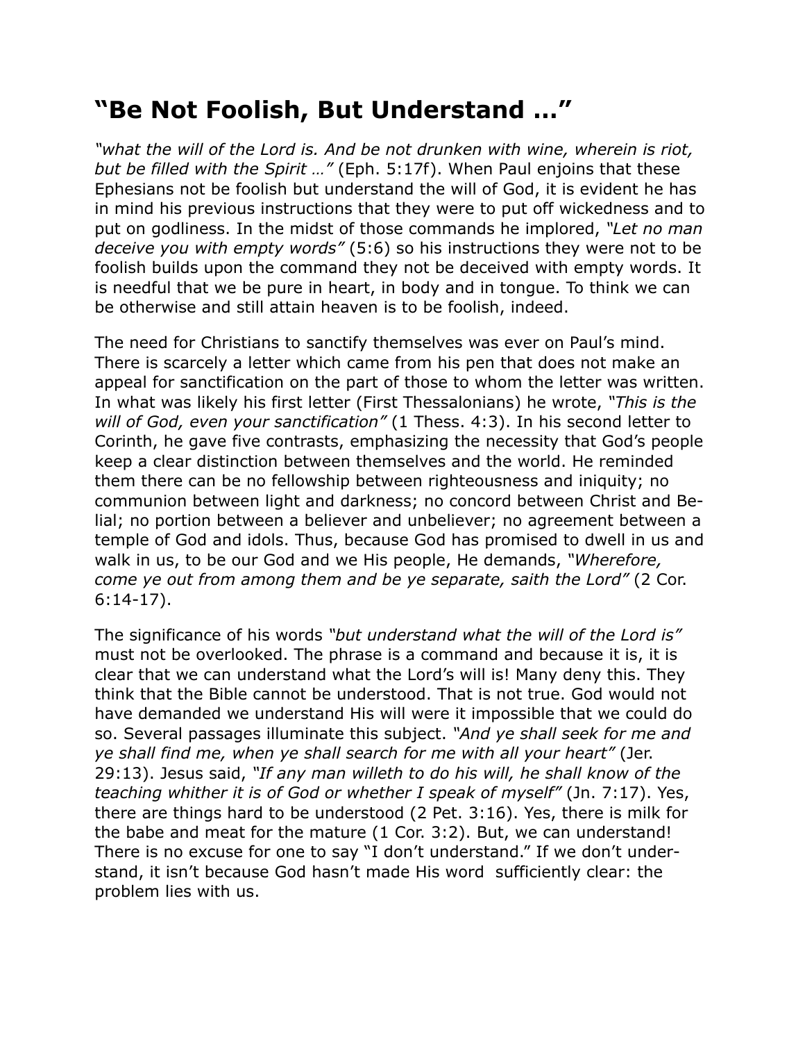# "Be Not Foolish, But Understand …"

*"what the will of the Lord is. And be not drunken with wine, wherein is riot, but be filled with the Spirit …"* (Eph. 5:17f). When Paul enjoins that these Ephesians not be foolish but understand the will of God, it is evident he has in mind his previous instructions that they were to put off wickedness and to put on godliness. In the midst of those commands he implored, *"Let no man deceive you with empty words"* (5:6) so his instructions they were not to be foolish builds upon the command they not be deceived with empty words. It is needful that we be pure in heart, in body and in tongue. To think we can be otherwise and still attain heaven is to be foolish, indeed.

The need for Christians to sanctify themselves was ever on Paul's mind. There is scarcely a letter which came from his pen that does not make an appeal for sanctification on the part of those to whom the letter was written. In what was likely his first letter (First Thessalonians) he wrote, *"This is the will of God, even your sanctification"* (1 Thess. 4:3). In his second letter to Corinth, he gave five contrasts, emphasizing the necessity that God's people keep a clear distinction between themselves and the world. He reminded them there can be no fellowship between righteousness and iniquity; no communion between light and darkness; no concord between Christ and Belial; no portion between a believer and unbeliever; no agreement between a temple of God and idols. Thus, because God has promised to dwell in us and walk in us, to be our God and we His people, He demands, *"Wherefore, come ye out from among them and be ye separate, saith the Lord"* (2 Cor. 6:14-17).

The significance of his words *"but understand what the will of the Lord is"* must not be overlooked. The phrase is a command and because it is, it is clear that we can understand what the Lord's will is! Many deny this. They think that the Bible cannot be understood. That is not true. God would not have demanded we understand His will were it impossible that we could do so. Several passages illuminate this subject. *"And ye shall seek for me and ye shall find me, when ye shall search for me with all your heart"* (Jer. 29:13). Jesus said, *"If any man willeth to do his will, he shall know of the teaching whither it is of God or whether I speak of myself"* (Jn. 7:17). Yes, there are things hard to be understood (2 Pet. 3:16). Yes, there is milk for the babe and meat for the mature (1 Cor. 3:2). But, we can understand! There is no excuse for one to say "I don't understand." If we don't understand, it isn't because God hasn't made His word sufficiently clear: the problem lies with us.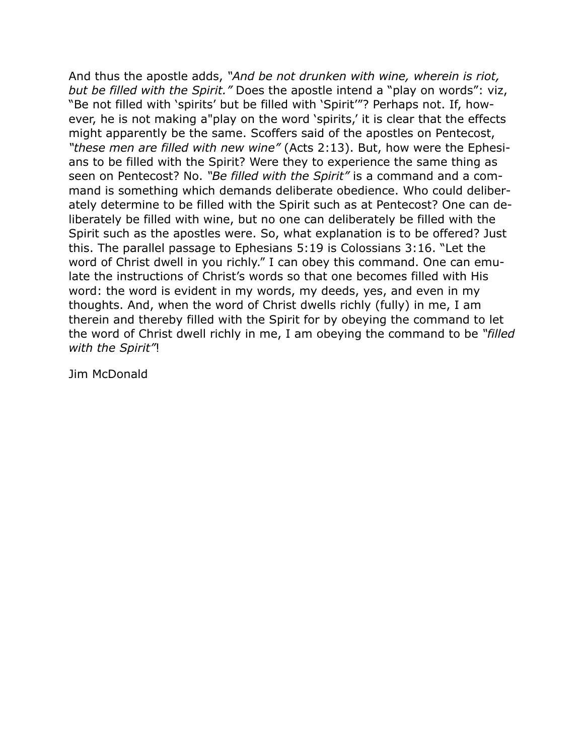And thus the apostle adds, *"And be not drunken with wine, wherein is riot, but be filled with the Spirit."* Does the apostle intend a "play on words": viz, "Be not filled with 'spirits' but be filled with 'Spirit'"? Perhaps not. If, however, he is not making a"play on the word 'spirits,' it is clear that the effects might apparently be the same. Scoffers said of the apostles on Pentecost, *"these men are filled with new wine"* (Acts 2:13). But, how were the Ephesians to be filled with the Spirit? Were they to experience the same thing as seen on Pentecost? No. *"Be filled with the Spirit"* is a command and a command is something which demands deliberate obedience. Who could deliberately determine to be filled with the Spirit such as at Pentecost? One can deliberately be filled with wine, but no one can deliberately be filled with the Spirit such as the apostles were. So, what explanation is to be offered? Just this. The parallel passage to Ephesians 5:19 is Colossians 3:16. "Let the word of Christ dwell in you richly." I can obey this command. One can emulate the instructions of Christ's words so that one becomes filled with His word: the word is evident in my words, my deeds, yes, and even in my thoughts. And, when the word of Christ dwells richly (fully) in me, I am therein and thereby filled with the Spirit for by obeying the command to let the word of Christ dwell richly in me, I am obeying the command to be *"filled with the Spirit"*!

Jim McDonald